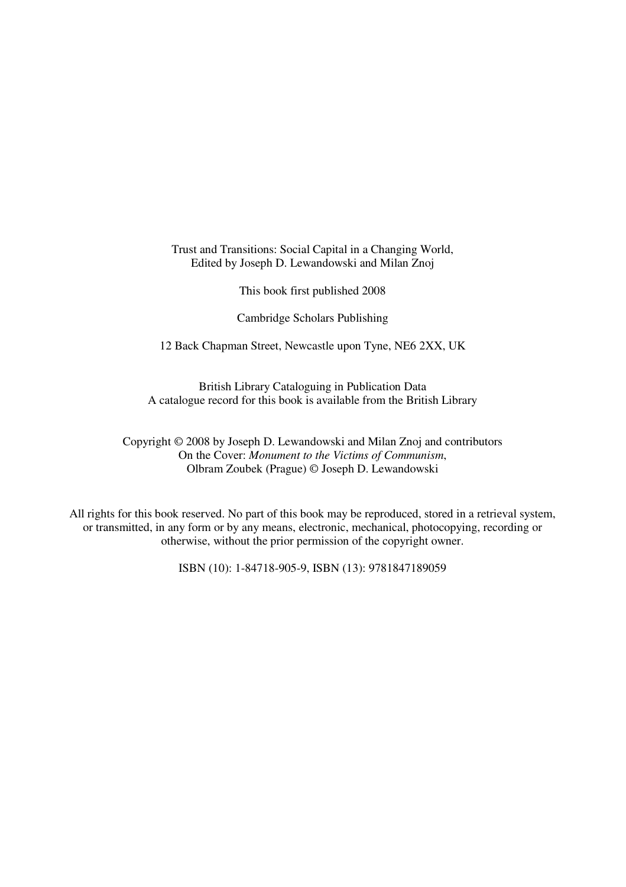Trust and Transitions: Social Capital in a Changing World,
Edited by Joseph D. Lewandowski and Milan Znoj

This book first published 2008

Cambridge Scholars Publishing

12 Back Chapman Street, Newcastle upon Tyne, NE6 2XX, UK

British Library Cataloguing in Publication Data
A catalogue record for this book is available from the British Library

Copyright © 2008 by Joseph D. Lewandowski and Milan Znoj and contributors
On the Cover: *Monument to the Victims of Communism*,
Olbram Zoubek (Prague) © Joseph D. Lewandowski

All rights for this book reserved. No part of this book may be reproduced, stored in a retrieval system, or transmitted, in any form or by any means, electronic, mechanical, photocopying, recording or otherwise, without the prior permission of the copyright owner.

ISBN (10): 1-84718-905-9, ISBN (13): 9781847189059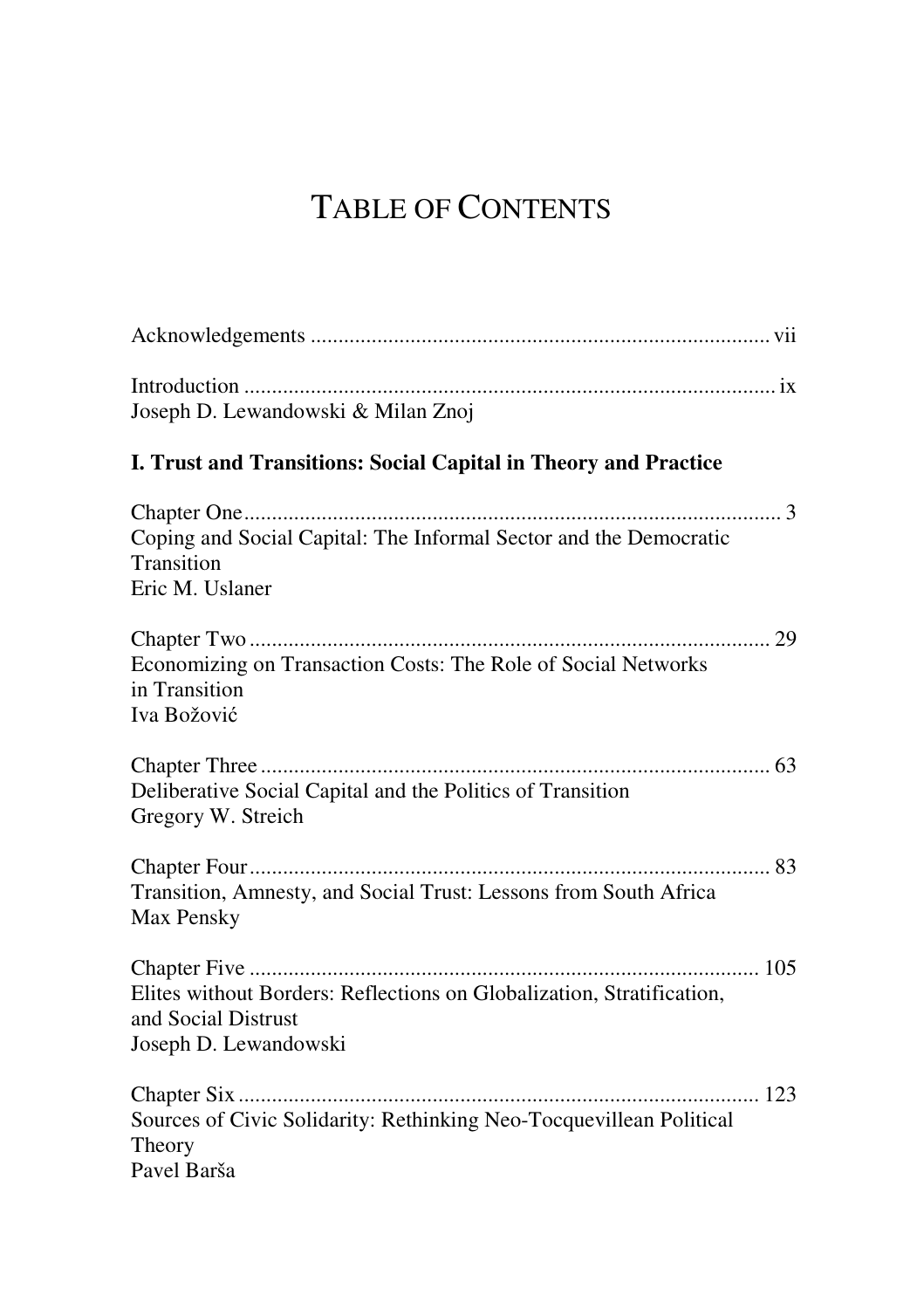# TABLE OF CONTENTS

Acknowledgements .................................................................................. vii

Introduction ................................................................................................ ix
Joseph D. Lewandowski & Milan Znoj

## I. Trust and Transitions: Social Capital in Theory and Practice

Chapter One ................................................................................................. 3
Coping and Social Capital: The Informal Sector and the Democratic Transition
Eric M. Uslaner

Chapter Two ............................................................................................... 29
Economizing on Transaction Costs: The Role of Social Networks in Transition
Iva Božović

Chapter Three ............................................................................................. 63
Deliberative Social Capital and the Politics of Transition
Gregory W. Streich

Chapter Four ............................................................................................... 83
Transition, Amnesty, and Social Trust: Lessons from South Africa
Max Pensky

Chapter Five ............................................................................................. 105
Elites without Borders: Reflections on Globalization, Stratification, and Social Distrust
Joseph D. Lewandowski

Chapter Six .............................................................................................. 123
Sources of Civic Solidarity: Rethinking Neo-Tocquevillean Political Theory
Pavel Barša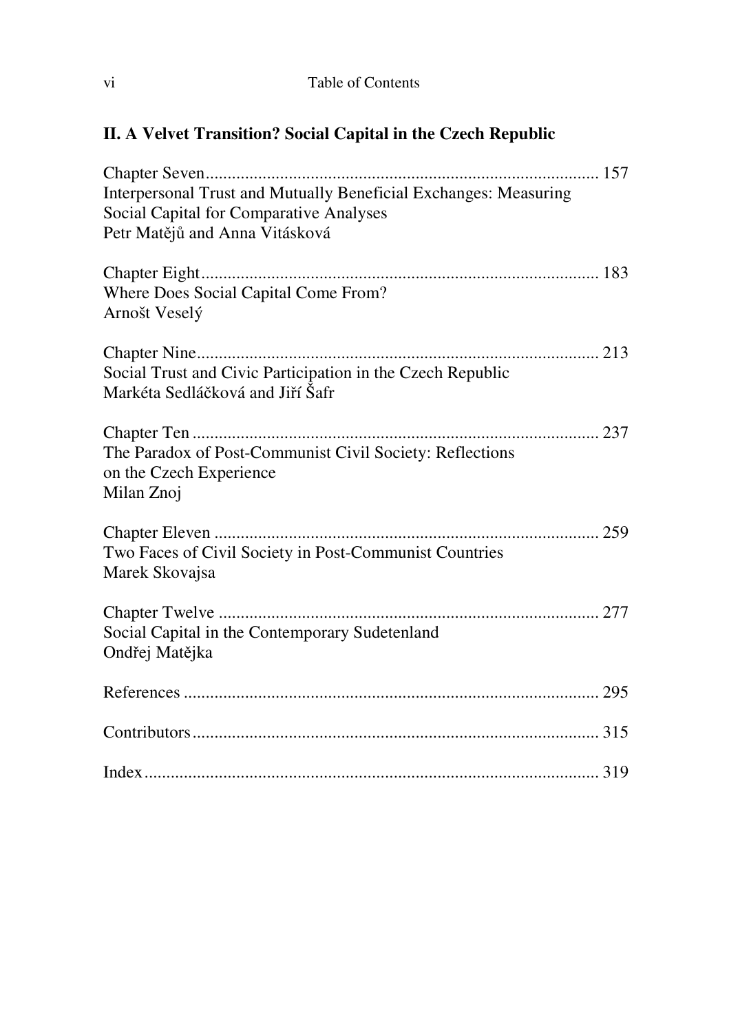## II. A Velvet Transition? Social Capital in the Czech Republic

Chapter Seven ........................................................................................ 157
Interpersonal Trust and Mutually Beneficial Exchanges: Measuring Social Capital for Comparative Analyses
Petr Matějů and Anna Vitásková

Chapter Eight ........................................................................................ 183
Where Does Social Capital Come From?
Arnošt Veselý

Chapter Nine ........................................................................................ 213
Social Trust and Civic Participation in the Czech Republic
Markéta Sedláčková and Jiří Šafr

Chapter Ten ........................................................................................ 237
The Paradox of Post-Communist Civil Society: Reflections on the Czech Experience
Milan Znoj

Chapter Eleven ........................................................................................ 259
Two Faces of Civil Society in Post-Communist Countries
Marek Skovajsa

Chapter Twelve ........................................................................................ 277
Social Capital in the Contemporary Sudetenland
Ondřej Matějka

References ........................................................................................ 295

Contributors ........................................................................................ 315

Index ........................................................................................ 319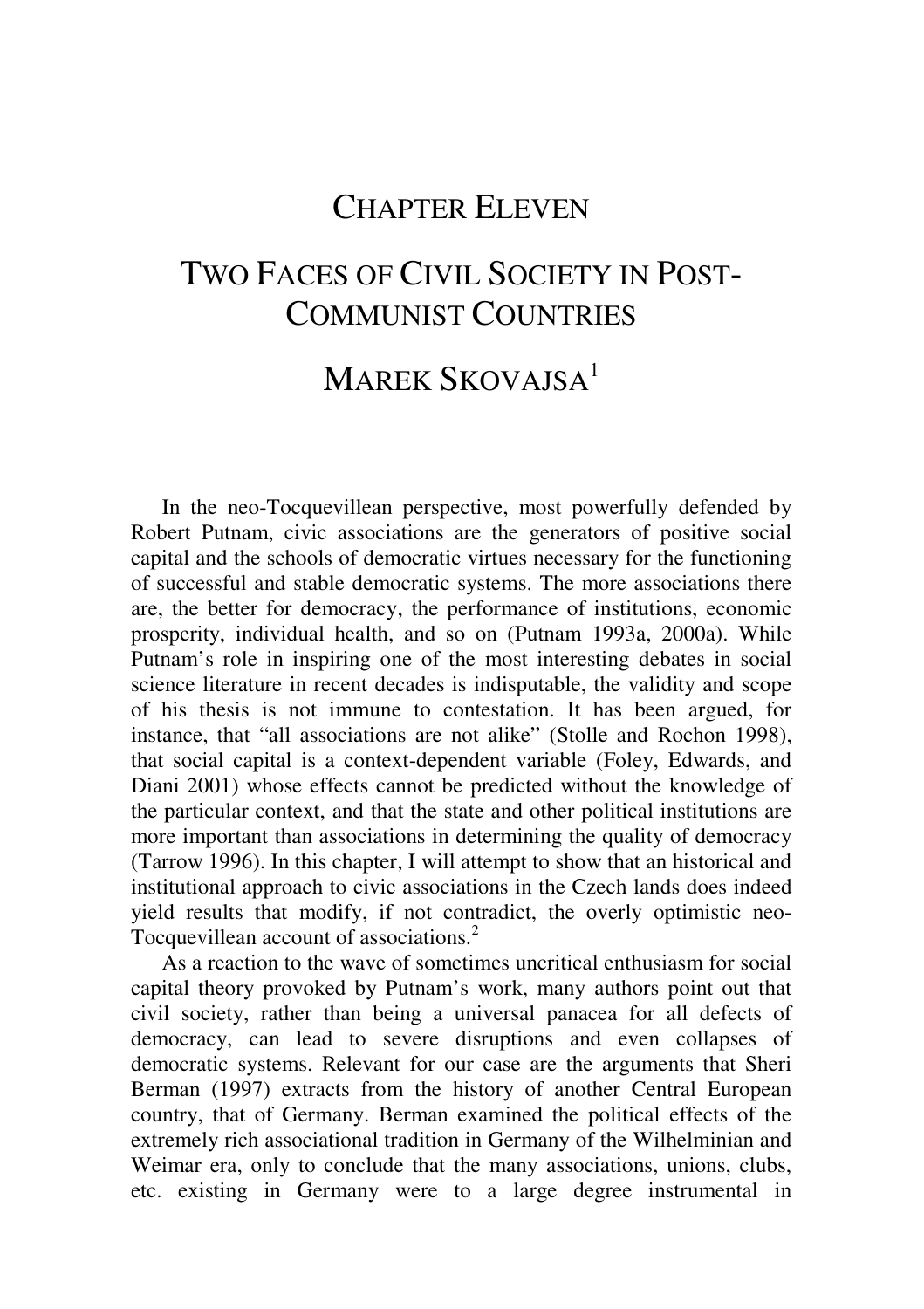# CHAPTER ELEVEN

# TWO FACES OF CIVIL SOCIETY IN POST-COMMUNIST COUNTRIES

## MAREK SKOVAJSA[1]

In the neo-Tocquevillean perspective, most powerfully defended by Robert Putnam, civic associations are the generators of positive social capital and the schools of democratic virtues necessary for the functioning of successful and stable democratic systems. The more associations there are, the better for democracy, the performance of institutions, economic prosperity, individual health, and so on (Putnam 1993a, 2000a). While Putnam's role in inspiring one of the most interesting debates in social science literature in recent decades is indisputable, the validity and scope of his thesis is not immune to contestation. It has been argued, for instance, that "all associations are not alike" (Stolle and Rochon 1998), that social capital is a context-dependent variable (Foley, Edwards, and Diani 2001) whose effects cannot be predicted without the knowledge of the particular context, and that the state and other political institutions are more important than associations in determining the quality of democracy (Tarrow 1996). In this chapter, I will attempt to show that an historical and institutional approach to civic associations in the Czech lands does indeed yield results that modify, if not contradict, the overly optimistic neo-Tocquevillean account of associations.[2]

As a reaction to the wave of sometimes uncritical enthusiasm for social capital theory provoked by Putnam's work, many authors point out that civil society, rather than being a universal panacea for all defects of democracy, can lead to severe disruptions and even collapses of democratic systems. Relevant for our case are the arguments that Sheri Berman (1997) extracts from the history of another Central European country, that of Germany. Berman examined the political effects of the extremely rich associational tradition in Germany of the Wilhelminian and Weimar era, only to conclude that the many associations, unions, clubs, etc. existing in Germany were to a large degree instrumental in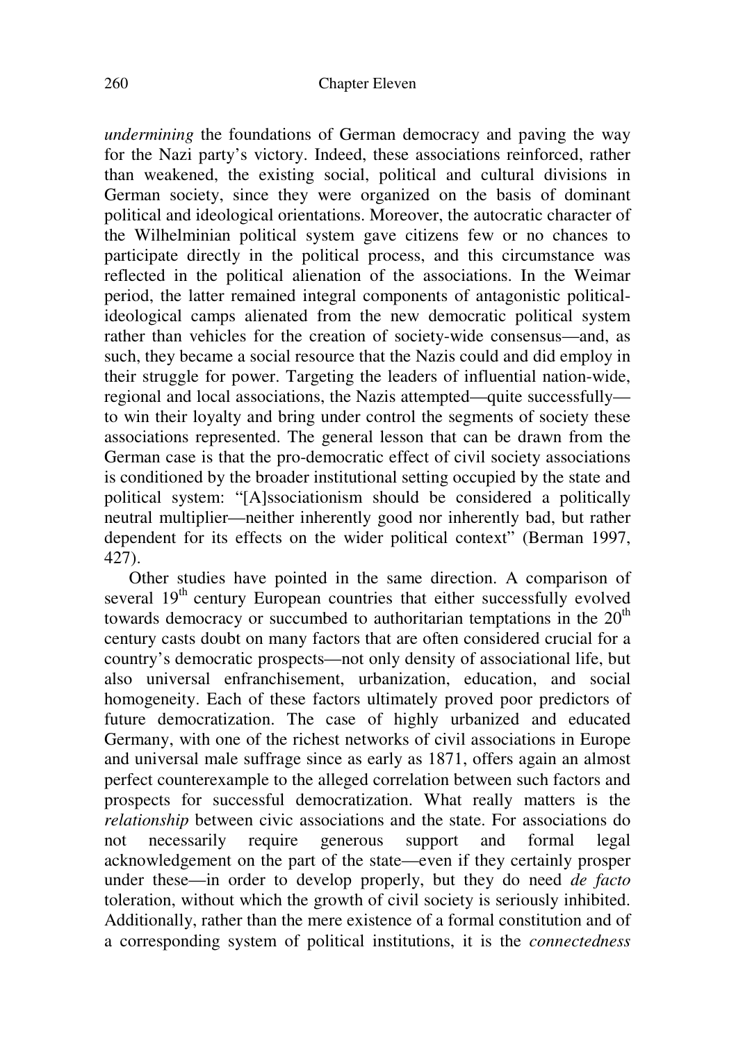*undermining* the foundations of German democracy and paving the way for the Nazi party's victory. Indeed, these associations reinforced, rather than weakened, the existing social, political and cultural divisions in German society, since they were organized on the basis of dominant political and ideological orientations. Moreover, the autocratic character of the Wilhelminian political system gave citizens few or no chances to participate directly in the political process, and this circumstance was reflected in the political alienation of the associations. In the Weimar period, the latter remained integral components of antagonistic political-ideological camps alienated from the new democratic political system rather than vehicles for the creation of society-wide consensus—and, as such, they became a social resource that the Nazis could and did employ in their struggle for power. Targeting the leaders of influential nation-wide, regional and local associations, the Nazis attempted—quite successfully—to win their loyalty and bring under control the segments of society these associations represented. The general lesson that can be drawn from the German case is that the pro-democratic effect of civil society associations is conditioned by the broader institutional setting occupied by the state and political system: "[A]ssociationism should be considered a politically neutral multiplier—neither inherently good nor inherently bad, but rather dependent for its effects on the wider political context" (Berman 1997, 427).

Other studies have pointed in the same direction. A comparison of several 19th century European countries that either successfully evolved towards democracy or succumbed to authoritarian temptations in the 20th century casts doubt on many factors that are often considered crucial for a country's democratic prospects—not only density of associational life, but also universal enfranchisement, urbanization, education, and social homogeneity. Each of these factors ultimately proved poor predictors of future democratization. The case of highly urbanized and educated Germany, with one of the richest networks of civil associations in Europe and universal male suffrage since as early as 1871, offers again an almost perfect counterexample to the alleged correlation between such factors and prospects for successful democratization. What really matters is the *relationship* between civic associations and the state. For associations do not necessarily require generous support and formal legal acknowledgement on the part of the state—even if they certainly prosper under these—in order to develop properly, but they do need *de facto* toleration, without which the growth of civil society is seriously inhibited. Additionally, rather than the mere existence of a formal constitution and of a corresponding system of political institutions, it is the *connectedness*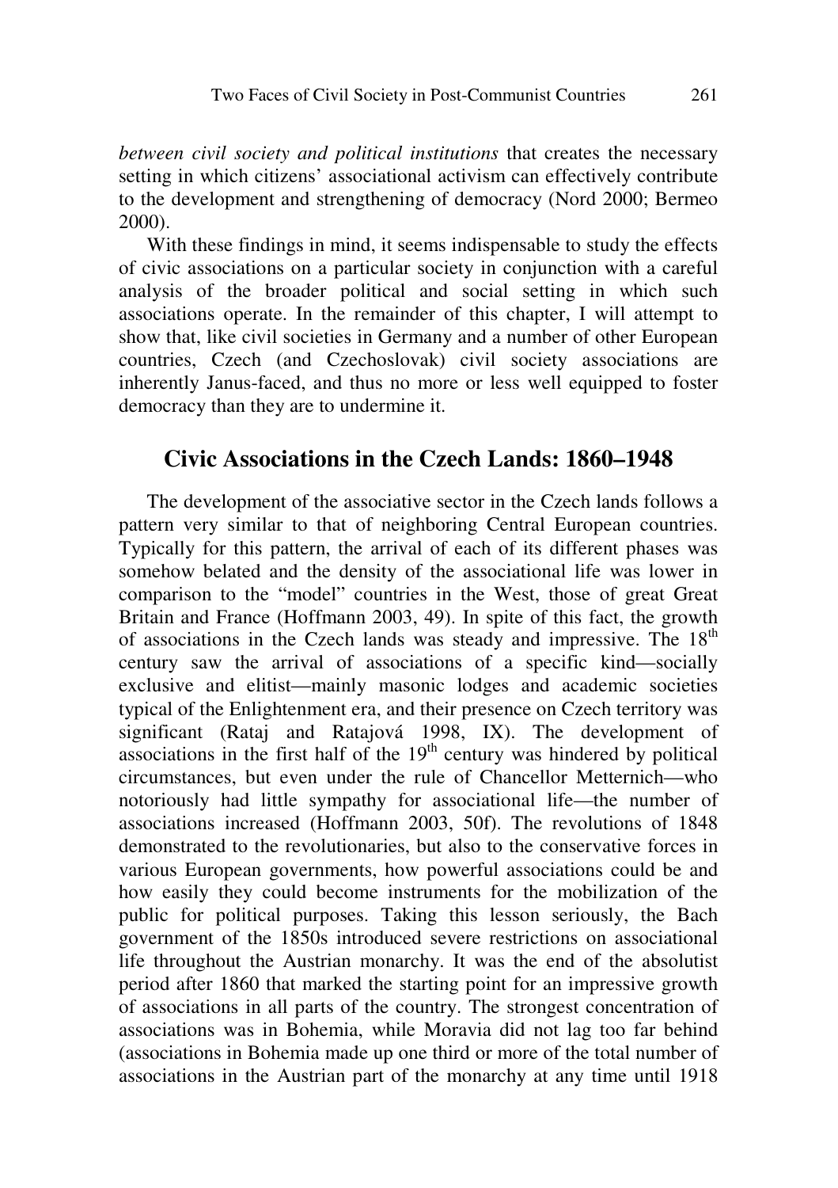*between civil society and political institutions* that creates the necessary setting in which citizens' associational activism can effectively contribute to the development and strengthening of democracy (Nord 2000; Bermeo 2000).

With these findings in mind, it seems indispensable to study the effects of civic associations on a particular society in conjunction with a careful analysis of the broader political and social setting in which such associations operate. In the remainder of this chapter, I will attempt to show that, like civil societies in Germany and a number of other European countries, Czech (and Czechoslovak) civil society associations are inherently Janus-faced, and thus no more or less well equipped to foster democracy than they are to undermine it.

## Civic Associations in the Czech Lands: 1860–1948

The development of the associative sector in the Czech lands follows a pattern very similar to that of neighboring Central European countries. Typically for this pattern, the arrival of each of its different phases was somehow belated and the density of the associational life was lower in comparison to the "model" countries in the West, those of great Great Britain and France (Hoffmann 2003, 49). In spite of this fact, the growth of associations in the Czech lands was steady and impressive. The 18th century saw the arrival of associations of a specific kind—socially exclusive and elitist—mainly masonic lodges and academic societies typical of the Enlightenment era, and their presence on Czech territory was significant (Rataj and Ratajová 1998, IX). The development of associations in the first half of the 19th century was hindered by political circumstances, but even under the rule of Chancellor Metternich—who notoriously had little sympathy for associational life—the number of associations increased (Hoffmann 2003, 50f). The revolutions of 1848 demonstrated to the revolutionaries, but also to the conservative forces in various European governments, how powerful associations could be and how easily they could become instruments for the mobilization of the public for political purposes. Taking this lesson seriously, the Bach government of the 1850s introduced severe restrictions on associational life throughout the Austrian monarchy. It was the end of the absolutist period after 1860 that marked the starting point for an impressive growth of associations in all parts of the country. The strongest concentration of associations was in Bohemia, while Moravia did not lag too far behind (associations in Bohemia made up one third or more of the total number of associations in the Austrian part of the monarchy at any time until 1918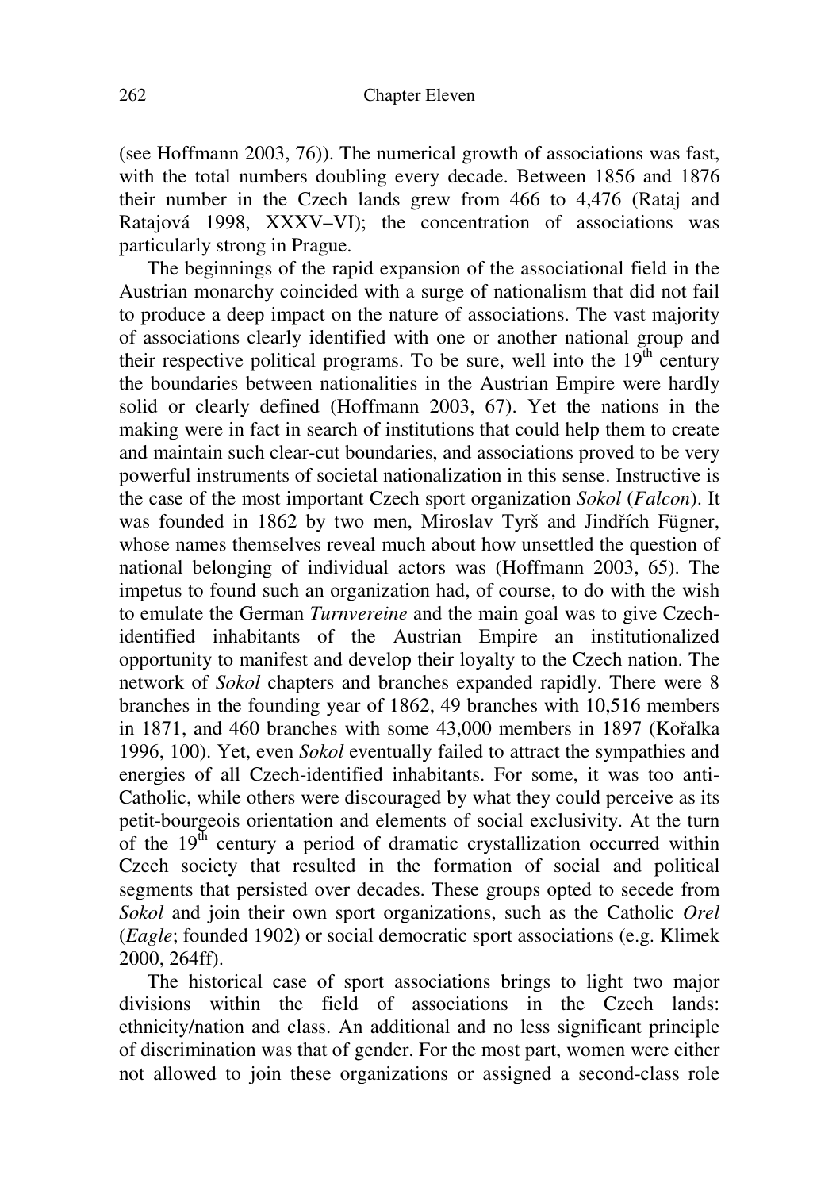(see Hoffmann 2003, 76)). The numerical growth of associations was fast, with the total numbers doubling every decade. Between 1856 and 1876 their number in the Czech lands grew from 466 to 4,476 (Rataj and Ratajová 1998, XXXV–VI); the concentration of associations was particularly strong in Prague.

The beginnings of the rapid expansion of the associational field in the Austrian monarchy coincided with a surge of nationalism that did not fail to produce a deep impact on the nature of associations. The vast majority of associations clearly identified with one or another national group and their respective political programs. To be sure, well into the 19th century the boundaries between nationalities in the Austrian Empire were hardly solid or clearly defined (Hoffmann 2003, 67). Yet the nations in the making were in fact in search of institutions that could help them to create and maintain such clear-cut boundaries, and associations proved to be very powerful instruments of societal nationalization in this sense. Instructive is the case of the most important Czech sport organization *Sokol* (*Falcon*). It was founded in 1862 by two men, Miroslav Tyrš and Jindřích Fügner, whose names themselves reveal much about how unsettled the question of national belonging of individual actors was (Hoffmann 2003, 65). The impetus to found such an organization had, of course, to do with the wish to emulate the German *Turnvereine* and the main goal was to give Czech-identified inhabitants of the Austrian Empire an institutionalized opportunity to manifest and develop their loyalty to the Czech nation. The network of *Sokol* chapters and branches expanded rapidly. There were 8 branches in the founding year of 1862, 49 branches with 10,516 members in 1871, and 460 branches with some 43,000 members in 1897 (Kořalka 1996, 100). Yet, even *Sokol* eventually failed to attract the sympathies and energies of all Czech-identified inhabitants. For some, it was too anti-Catholic, while others were discouraged by what they could perceive as its petit-bourgeois orientation and elements of social exclusivity. At the turn of the 19th century a period of dramatic crystallization occurred within Czech society that resulted in the formation of social and political segments that persisted over decades. These groups opted to secede from *Sokol* and join their own sport organizations, such as the Catholic *Orel* (*Eagle*; founded 1902) or social democratic sport associations (e.g. Klimek 2000, 264ff).

The historical case of sport associations brings to light two major divisions within the field of associations in the Czech lands: ethnicity/nation and class. An additional and no less significant principle of discrimination was that of gender. For the most part, women were either not allowed to join these organizations or assigned a second-class role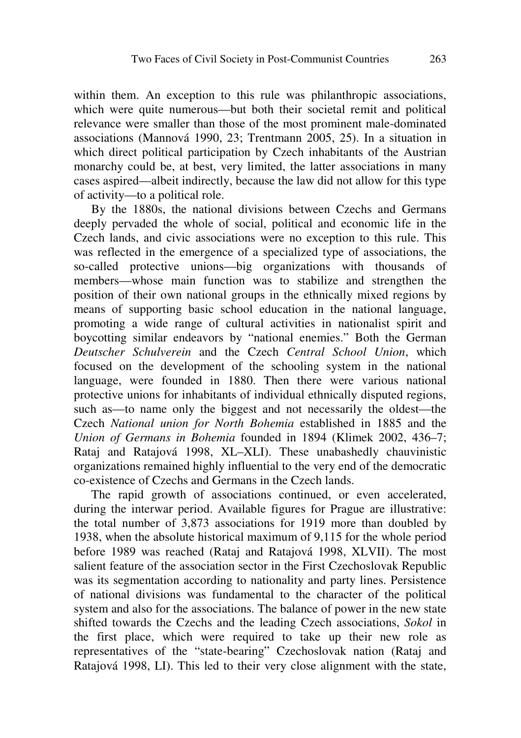within them. An exception to this rule was philanthropic associations, which were quite numerous—but both their societal remit and political relevance were smaller than those of the most prominent male-dominated associations (Mannová 1990, 23; Trentmann 2005, 25). In a situation in which direct political participation by Czech inhabitants of the Austrian monarchy could be, at best, very limited, the latter associations in many cases aspired—albeit indirectly, because the law did not allow for this type of activity—to a political role.

By the 1880s, the national divisions between Czechs and Germans deeply pervaded the whole of social, political and economic life in the Czech lands, and civic associations were no exception to this rule. This was reflected in the emergence of a specialized type of associations, the so-called protective unions—big organizations with thousands of members—whose main function was to stabilize and strengthen the position of their own national groups in the ethnically mixed regions by means of supporting basic school education in the national language, promoting a wide range of cultural activities in nationalist spirit and boycotting similar endeavors by "national enemies." Both the German *Deutscher Schulverein* and the Czech *Central School Union*, which focused on the development of the schooling system in the national language, were founded in 1880. Then there were various national protective unions for inhabitants of individual ethnically disputed regions, such as—to name only the biggest and not necessarily the oldest—the Czech *National union for North Bohemia* established in 1885 and the *Union of Germans in Bohemia* founded in 1894 (Klimek 2002, 436–7; Rataj and Ratajová 1998, XL–XLI). These unabashedly chauvinistic organizations remained highly influential to the very end of the democratic co-existence of Czechs and Germans in the Czech lands.

The rapid growth of associations continued, or even accelerated, during the interwar period. Available figures for Prague are illustrative: the total number of 3,873 associations for 1919 more than doubled by 1938, when the absolute historical maximum of 9,115 for the whole period before 1989 was reached (Rataj and Ratajová 1998, XLVII). The most salient feature of the association sector in the First Czechoslovak Republic was its segmentation according to nationality and party lines. Persistence of national divisions was fundamental to the character of the political system and also for the associations. The balance of power in the new state shifted towards the Czechs and the leading Czech associations, *Sokol* in the first place, which were required to take up their new role as representatives of the "state-bearing" Czechoslovak nation (Rataj and Ratajová 1998, LI). This led to their very close alignment with the state,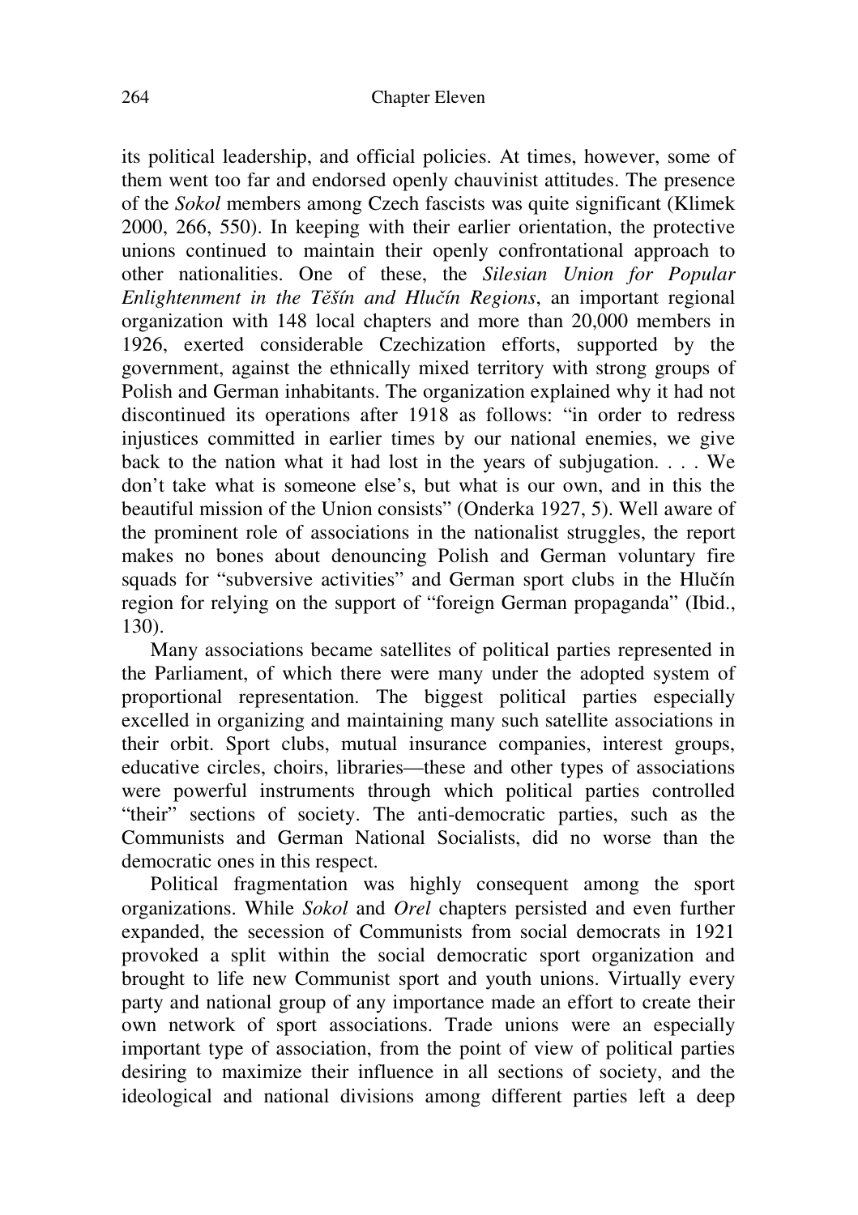its political leadership, and official policies. At times, however, some of them went too far and endorsed openly chauvinist attitudes. The presence of the *Sokol* members among Czech fascists was quite significant (Klimek 2000, 266, 550). In keeping with their earlier orientation, the protective unions continued to maintain their openly confrontational approach to other nationalities. One of these, the *Silesian Union for Popular Enlightenment in the Těšín and Hlučín Regions*, an important regional organization with 148 local chapters and more than 20,000 members in 1926, exerted considerable Czechization efforts, supported by the government, against the ethnically mixed territory with strong groups of Polish and German inhabitants. The organization explained why it had not discontinued its operations after 1918 as follows: "in order to redress injustices committed in earlier times by our national enemies, we give back to the nation what it had lost in the years of subjugation. . . . We don't take what is someone else's, but what is our own, and in this the beautiful mission of the Union consists" (Onderka 1927, 5). Well aware of the prominent role of associations in the nationalist struggles, the report makes no bones about denouncing Polish and German voluntary fire squads for "subversive activities" and German sport clubs in the Hlučín region for relying on the support of "foreign German propaganda" (Ibid., 130).

Many associations became satellites of political parties represented in the Parliament, of which there were many under the adopted system of proportional representation. The biggest political parties especially excelled in organizing and maintaining many such satellite associations in their orbit. Sport clubs, mutual insurance companies, interest groups, educative circles, choirs, libraries—these and other types of associations were powerful instruments through which political parties controlled "their" sections of society. The anti-democratic parties, such as the Communists and German National Socialists, did no worse than the democratic ones in this respect.

Political fragmentation was highly consequent among the sport organizations. While *Sokol* and *Orel* chapters persisted and even further expanded, the secession of Communists from social democrats in 1921 provoked a split within the social democratic sport organization and brought to life new Communist sport and youth unions. Virtually every party and national group of any importance made an effort to create their own network of sport associations. Trade unions were an especially important type of association, from the point of view of political parties desiring to maximize their influence in all sections of society, and the ideological and national divisions among different parties left a deep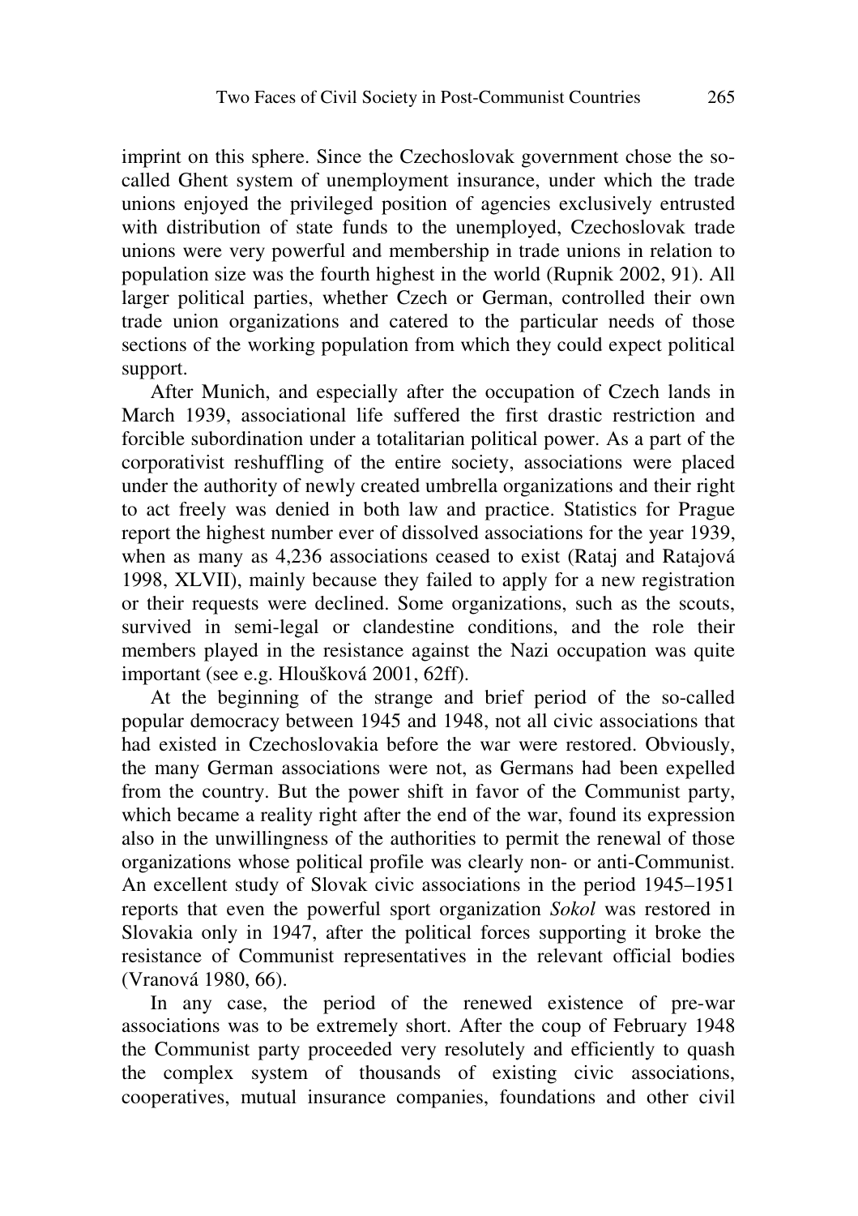imprint on this sphere. Since the Czechoslovak government chose the so-called Ghent system of unemployment insurance, under which the trade unions enjoyed the privileged position of agencies exclusively entrusted with distribution of state funds to the unemployed, Czechoslovak trade unions were very powerful and membership in trade unions in relation to population size was the fourth highest in the world (Rupnik 2002, 91). All larger political parties, whether Czech or German, controlled their own trade union organizations and catered to the particular needs of those sections of the working population from which they could expect political support.

After Munich, and especially after the occupation of Czech lands in March 1939, associational life suffered the first drastic restriction and forcible subordination under a totalitarian political power. As a part of the corporativist reshuffling of the entire society, associations were placed under the authority of newly created umbrella organizations and their right to act freely was denied in both law and practice. Statistics for Prague report the highest number ever of dissolved associations for the year 1939, when as many as 4,236 associations ceased to exist (Rataj and Ratajová 1998, XLVII), mainly because they failed to apply for a new registration or their requests were declined. Some organizations, such as the scouts, survived in semi-legal or clandestine conditions, and the role their members played in the resistance against the Nazi occupation was quite important (see e.g. Hloušková 2001, 62ff).

At the beginning of the strange and brief period of the so-called popular democracy between 1945 and 1948, not all civic associations that had existed in Czechoslovakia before the war were restored. Obviously, the many German associations were not, as Germans had been expelled from the country. But the power shift in favor of the Communist party, which became a reality right after the end of the war, found its expression also in the unwillingness of the authorities to permit the renewal of those organizations whose political profile was clearly non- or anti-Communist. An excellent study of Slovak civic associations in the period 1945–1951 reports that even the powerful sport organization *Sokol* was restored in Slovakia only in 1947, after the political forces supporting it broke the resistance of Communist representatives in the relevant official bodies (Vranová 1980, 66).

In any case, the period of the renewed existence of pre-war associations was to be extremely short. After the coup of February 1948 the Communist party proceeded very resolutely and efficiently to quash the complex system of thousands of existing civic associations, cooperatives, mutual insurance companies, foundations and other civil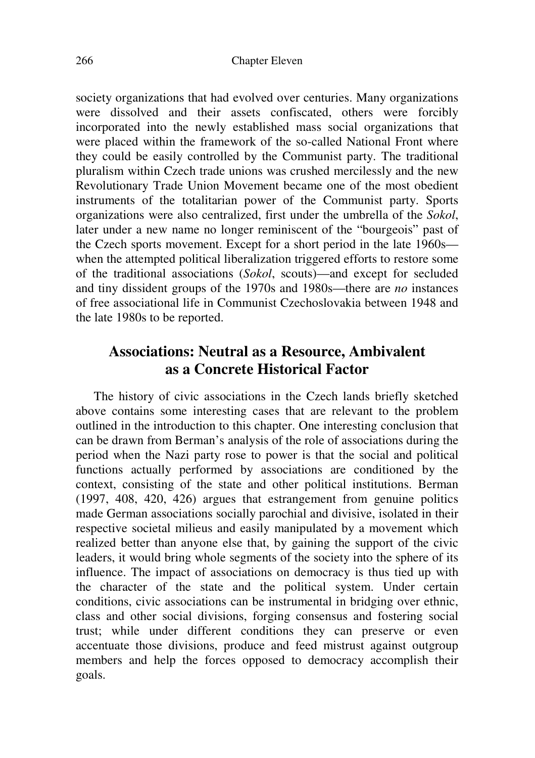society organizations that had evolved over centuries. Many organizations were dissolved and their assets confiscated, others were forcibly incorporated into the newly established mass social organizations that were placed within the framework of the so-called National Front where they could be easily controlled by the Communist party. The traditional pluralism within Czech trade unions was crushed mercilessly and the new Revolutionary Trade Union Movement became one of the most obedient instruments of the totalitarian power of the Communist party. Sports organizations were also centralized, first under the umbrella of the *Sokol*, later under a new name no longer reminiscent of the "bourgeois" past of the Czech sports movement. Except for a short period in the late 1960s—when the attempted political liberalization triggered efforts to restore some of the traditional associations (*Sokol*, scouts)—and except for secluded and tiny dissident groups of the 1970s and 1980s—there are *no* instances of free associational life in Communist Czechoslovakia between 1948 and the late 1980s to be reported.

## Associations: Neutral as a Resource, Ambivalent as a Concrete Historical Factor

The history of civic associations in the Czech lands briefly sketched above contains some interesting cases that are relevant to the problem outlined in the introduction to this chapter. One interesting conclusion that can be drawn from Berman's analysis of the role of associations during the period when the Nazi party rose to power is that the social and political functions actually performed by associations are conditioned by the context, consisting of the state and other political institutions. Berman (1997, 408, 420, 426) argues that estrangement from genuine politics made German associations socially parochial and divisive, isolated in their respective societal milieus and easily manipulated by a movement which realized better than anyone else that, by gaining the support of the civic leaders, it would bring whole segments of the society into the sphere of its influence. The impact of associations on democracy is thus tied up with the character of the state and the political system. Under certain conditions, civic associations can be instrumental in bridging over ethnic, class and other social divisions, forging consensus and fostering social trust; while under different conditions they can preserve or even accentuate those divisions, produce and feed mistrust against outgroup members and help the forces opposed to democracy accomplish their goals.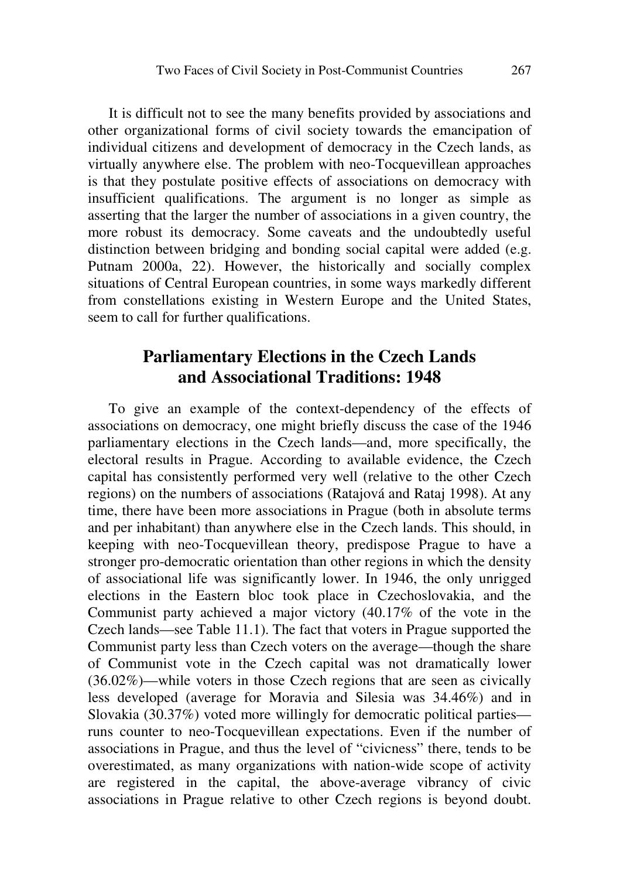It is difficult not to see the many benefits provided by associations and other organizational forms of civil society towards the emancipation of individual citizens and development of democracy in the Czech lands, as virtually anywhere else. The problem with neo-Tocquevillean approaches is that they postulate positive effects of associations on democracy with insufficient qualifications. The argument is no longer as simple as asserting that the larger the number of associations in a given country, the more robust its democracy. Some caveats and the undoubtedly useful distinction between bridging and bonding social capital were added (e.g. Putnam 2000a, 22). However, the historically and socially complex situations of Central European countries, in some ways markedly different from constellations existing in Western Europe and the United States, seem to call for further qualifications.

## Parliamentary Elections in the Czech Lands and Associational Traditions: 1948

To give an example of the context-dependency of the effects of associations on democracy, one might briefly discuss the case of the 1946 parliamentary elections in the Czech lands—and, more specifically, the electoral results in Prague. According to available evidence, the Czech capital has consistently performed very well (relative to the other Czech regions) on the numbers of associations (Ratajová and Rataj 1998). At any time, there have been more associations in Prague (both in absolute terms and per inhabitant) than anywhere else in the Czech lands. This should, in keeping with neo-Tocquevillean theory, predispose Prague to have a stronger pro-democratic orientation than other regions in which the density of associational life was significantly lower. In 1946, the only unrigged elections in the Eastern bloc took place in Czechoslovakia, and the Communist party achieved a major victory (40.17% of the vote in the Czech lands—see Table 11.1). The fact that voters in Prague supported the Communist party less than Czech voters on the average—though the share of Communist vote in the Czech capital was not dramatically lower (36.02%)—while voters in those Czech regions that are seen as civically less developed (average for Moravia and Silesia was 34.46%) and in Slovakia (30.37%) voted more willingly for democratic political parties—runs counter to neo-Tocquevillean expectations. Even if the number of associations in Prague, and thus the level of "civicness" there, tends to be overestimated, as many organizations with nation-wide scope of activity are registered in the capital, the above-average vibrancy of civic associations in Prague relative to other Czech regions is beyond doubt.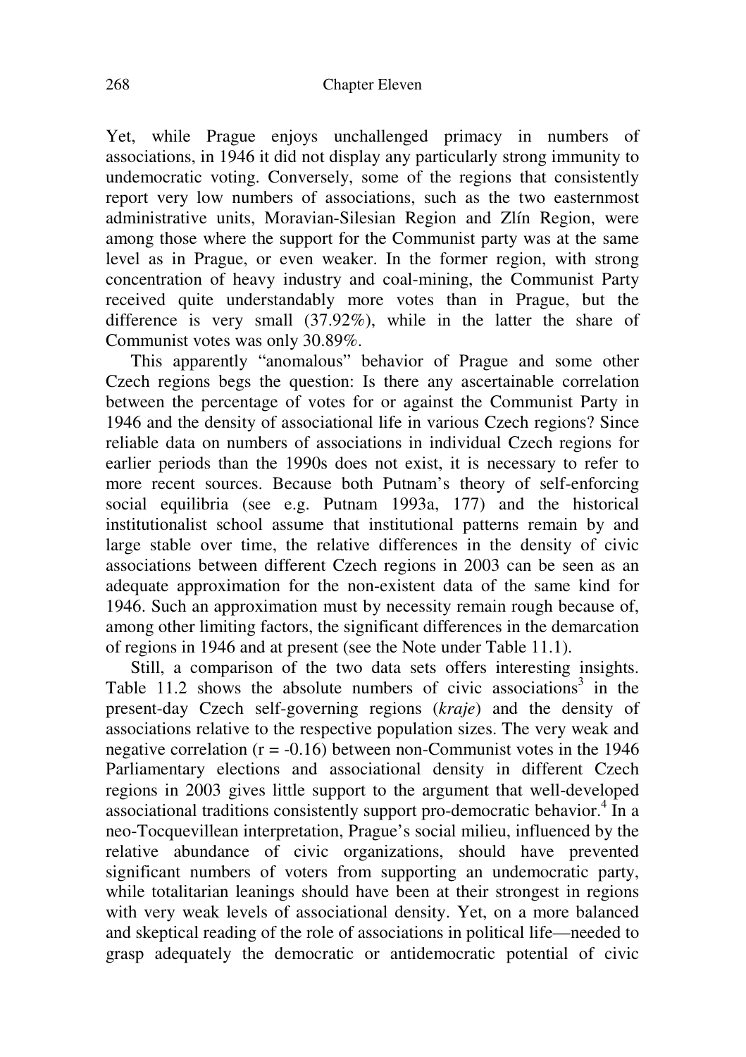Yet, while Prague enjoys unchallenged primacy in numbers of associations, in 1946 it did not display any particularly strong immunity to undemocratic voting. Conversely, some of the regions that consistently report very low numbers of associations, such as the two easternmost administrative units, Moravian-Silesian Region and Zlín Region, were among those where the support for the Communist party was at the same level as in Prague, or even weaker. In the former region, with strong concentration of heavy industry and coal-mining, the Communist Party received quite understandably more votes than in Prague, but the difference is very small (37.92%), while in the latter the share of Communist votes was only 30.89%.

This apparently "anomalous" behavior of Prague and some other Czech regions begs the question: Is there any ascertainable correlation between the percentage of votes for or against the Communist Party in 1946 and the density of associational life in various Czech regions? Since reliable data on numbers of associations in individual Czech regions for earlier periods than the 1990s does not exist, it is necessary to refer to more recent sources. Because both Putnam's theory of self-enforcing social equilibria (see e.g. Putnam 1993a, 177) and the historical institutionalist school assume that institutional patterns remain by and large stable over time, the relative differences in the density of civic associations between different Czech regions in 2003 can be seen as an adequate approximation for the non-existent data of the same kind for 1946. Such an approximation must by necessity remain rough because of, among other limiting factors, the significant differences in the demarcation of regions in 1946 and at present (see the Note under Table 11.1).

Still, a comparison of the two data sets offers interesting insights. Table 11.2 shows the absolute numbers of civic associations[3] in the present-day Czech self-governing regions (*kraje*) and the density of associations relative to the respective population sizes. The very weak and negative correlation ($r = -0.16$) between non-Communist votes in the 1946 Parliamentary elections and associational density in different Czech regions in 2003 gives little support to the argument that well-developed associational traditions consistently support pro-democratic behavior.[4] In a neo-Tocquevillean interpretation, Prague's social milieu, influenced by the relative abundance of civic organizations, should have prevented significant numbers of voters from supporting an undemocratic party, while totalitarian leanings should have been at their strongest in regions with very weak levels of associational density. Yet, on a more balanced and skeptical reading of the role of associations in political life—needed to grasp adequately the democratic or antidemocratic potential of civic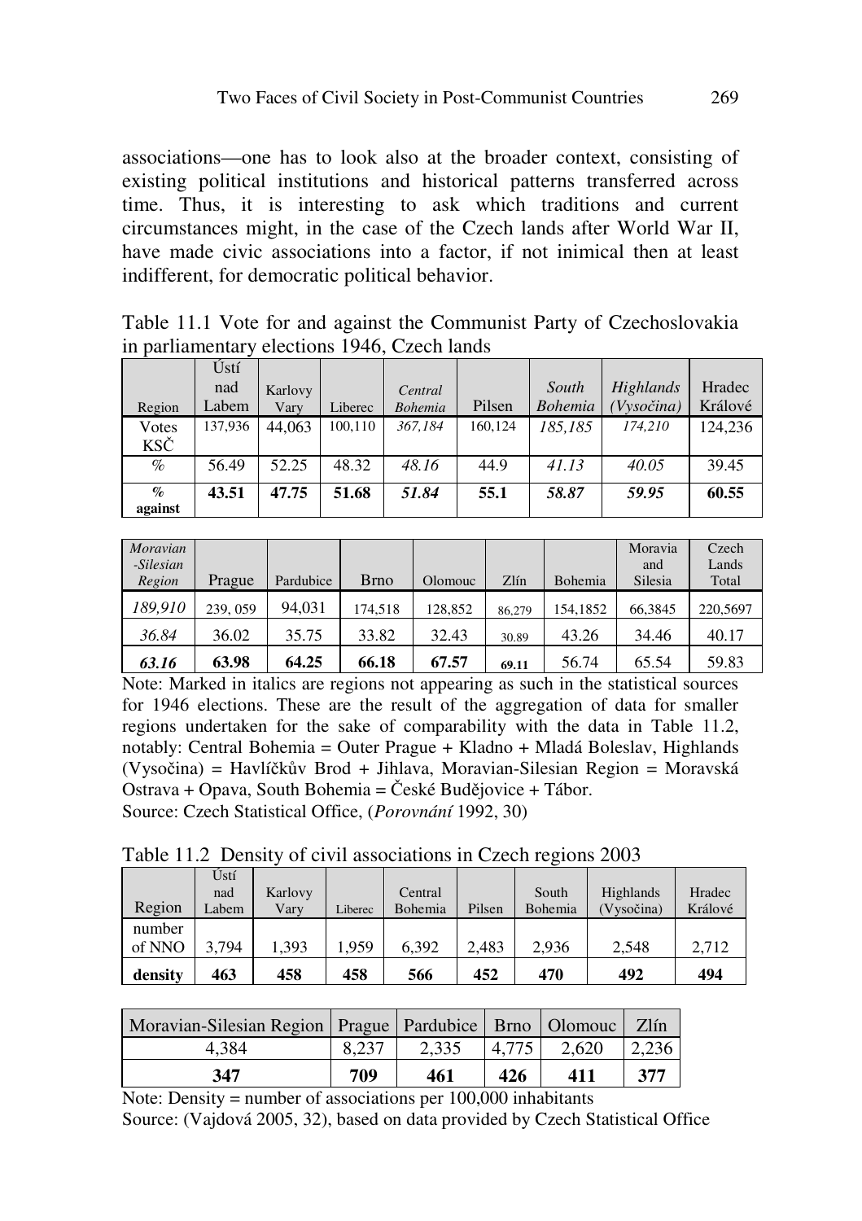associations—one has to look also at the broader context, consisting of existing political institutions and historical patterns transferred across time. Thus, it is interesting to ask which traditions and current circumstances might, in the case of the Czech lands after World War II, have made civic associations into a factor, if not inimical then at least indifferent, for democratic political behavior.

Table 11.1 Vote for and against the Communist Party of Czechoslovakia in parliamentary elections 1946, Czech lands

| Region | Ústí nad Labem | Karlovy Vary | Liberec | *Central Bohemia* | Pilsen | *South Bohemia* | *Highlands (Vysočina)* | Hradec Králové |
|---|---|---|---|---|---|---|---|---|
| Votes KSČ | 137,936 | 44,063 | 100,110 | *367,184* | 160,124 | *185,185* | *174,210* | 124,236 |
| % | 56.49 | 52.25 | 48.32 | *48.16* | 44.9 | *41.13* | *40.05* | 39.45 |
| **% against** | **43.51** | **47.75** | **51.68** | ***51.84*** | **55.1** | ***58.87*** | ***59.95*** | **60.55** |

| *Moravian-Silesian Region* | Prague | Pardubice | Brno | Olomouc | Zlín | Bohemia | Moravia and Silesia | Czech Lands Total |
|---|---|---|---|---|---|---|---|---|
| *189,910* | 239, 059 | 94,031 | 174,518 | 128,852 | 86,279 | 154,1852 | 66,3845 | 220,5697 |
| *36.84* | 36.02 | 35.75 | 33.82 | 32.43 | 30.89 | 43.26 | 34.46 | 40.17 |
| ***63.16*** | **63.98** | **64.25** | **66.18** | **67.57** | **69.11** | 56.74 | 65.54 | 59.83 |

Note: Marked in italics are regions not appearing as such in the statistical sources for 1946 elections. These are the result of the aggregation of data for smaller regions undertaken for the sake of comparability with the data in Table 11.2, notably: Central Bohemia = Outer Prague + Kladno + Mladá Boleslav, Highlands (Vysočina) = Havlíčkův Brod + Jihlava, Moravian-Silesian Region = Moravská Ostrava + Opava, South Bohemia = České Budějovice + Tábor.
Source: Czech Statistical Office, (*Porovnání* 1992, 30)

Table 11.2 Density of civil associations in Czech regions 2003

| Region | Ústí nad Labem | Karlovy Vary | Liberec | Central Bohemia | Pilsen | South Bohemia | Highlands (Vysočina) | Hradec Králové |
|---|---|---|---|---|---|---|---|---|
| number of NNO | 3,794 | 1,393 | 1,959 | 6,392 | 2,483 | 2,936 | 2,548 | 2,712 |
| **density** | **463** | **458** | **458** | **566** | **452** | **470** | **492** | **494** |

| Moravian-Silesian Region | Prague | Pardubice | Brno | Olomouc | Zlín |
|---|---|---|---|---|---|
| 4,384 | 8,237 | 2,335 | 4,775 | 2,620 | 2,236 |
| **347** | **709** | **461** | **426** | **411** | **377** |

Note: Density = number of associations per 100,000 inhabitants
Source: (Vajdová 2005, 32), based on data provided by Czech Statistical Office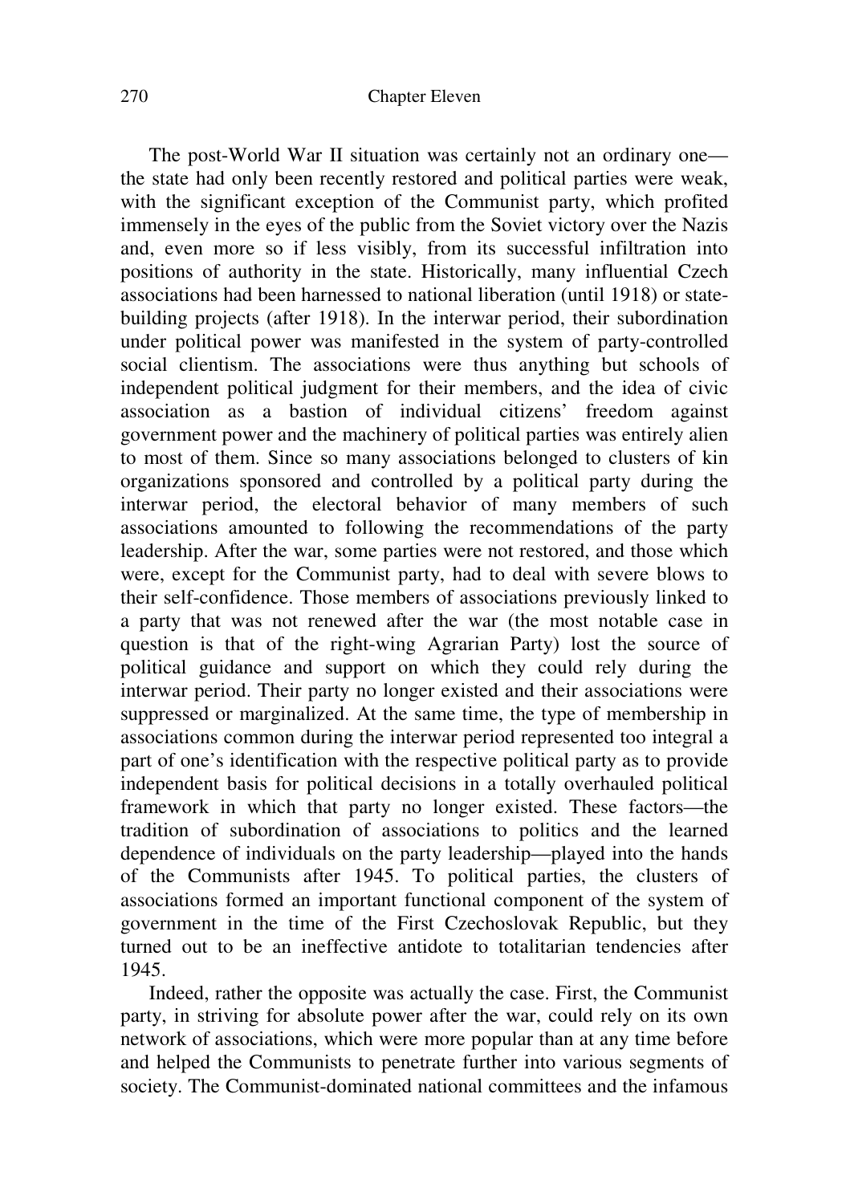The post-World War II situation was certainly not an ordinary one—the state had only been recently restored and political parties were weak, with the significant exception of the Communist party, which profited immensely in the eyes of the public from the Soviet victory over the Nazis and, even more so if less visibly, from its successful infiltration into positions of authority in the state. Historically, many influential Czech associations had been harnessed to national liberation (until 1918) or state-building projects (after 1918). In the interwar period, their subordination under political power was manifested in the system of party-controlled social clientism. The associations were thus anything but schools of independent political judgment for their members, and the idea of civic association as a bastion of individual citizens' freedom against government power and the machinery of political parties was entirely alien to most of them. Since so many associations belonged to clusters of kin organizations sponsored and controlled by a political party during the interwar period, the electoral behavior of many members of such associations amounted to following the recommendations of the party leadership. After the war, some parties were not restored, and those which were, except for the Communist party, had to deal with severe blows to their self-confidence. Those members of associations previously linked to a party that was not renewed after the war (the most notable case in question is that of the right-wing Agrarian Party) lost the source of political guidance and support on which they could rely during the interwar period. Their party no longer existed and their associations were suppressed or marginalized. At the same time, the type of membership in associations common during the interwar period represented too integral a part of one's identification with the respective political party as to provide independent basis for political decisions in a totally overhauled political framework in which that party no longer existed. These factors—the tradition of subordination of associations to politics and the learned dependence of individuals on the party leadership—played into the hands of the Communists after 1945. To political parties, the clusters of associations formed an important functional component of the system of government in the time of the First Czechoslovak Republic, but they turned out to be an ineffective antidote to totalitarian tendencies after 1945.

Indeed, rather the opposite was actually the case. First, the Communist party, in striving for absolute power after the war, could rely on its own network of associations, which were more popular than at any time before and helped the Communists to penetrate further into various segments of society. The Communist-dominated national committees and the infamous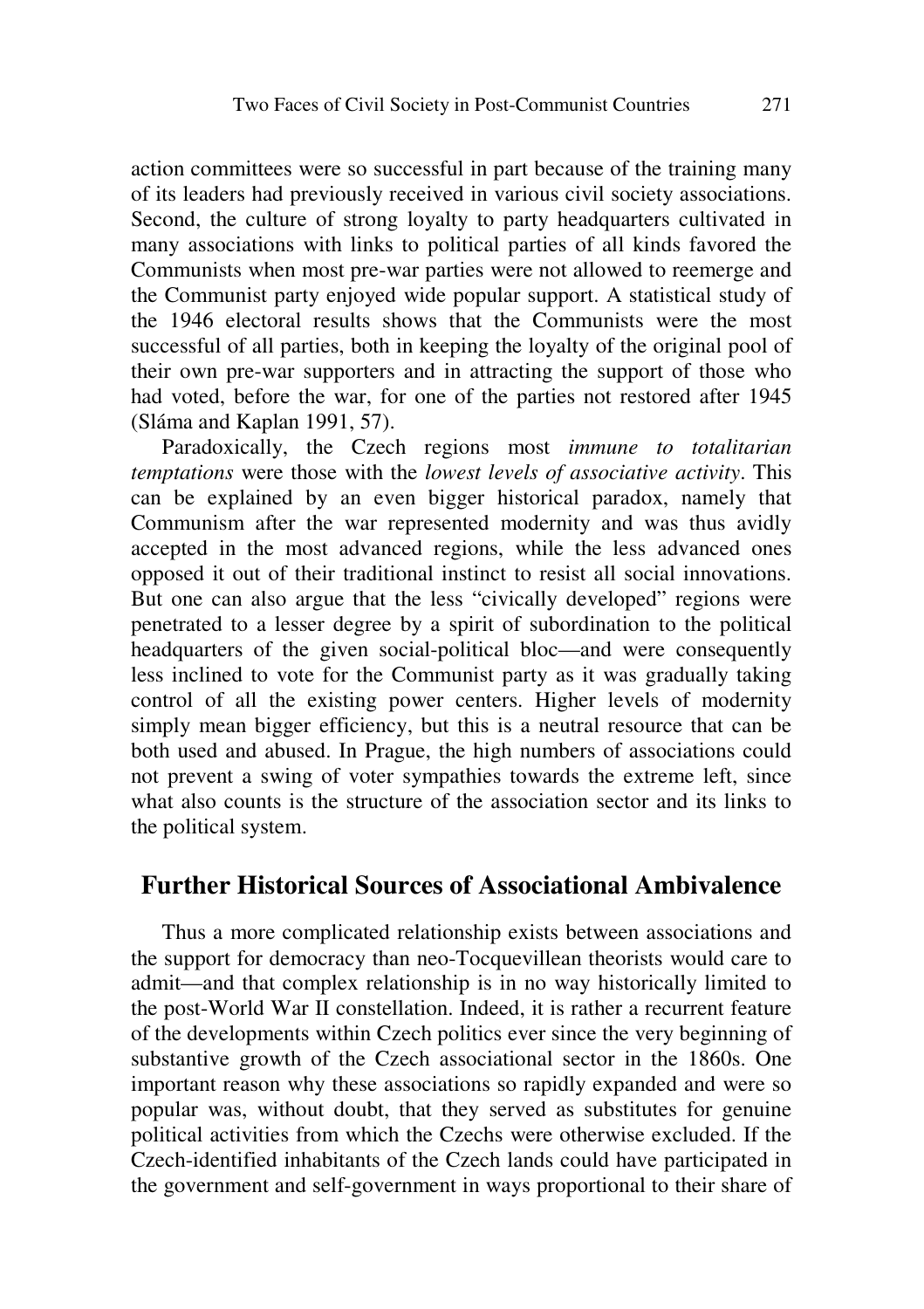action committees were so successful in part because of the training many of its leaders had previously received in various civil society associations. Second, the culture of strong loyalty to party headquarters cultivated in many associations with links to political parties of all kinds favored the Communists when most pre-war parties were not allowed to reemerge and the Communist party enjoyed wide popular support. A statistical study of the 1946 electoral results shows that the Communists were the most successful of all parties, both in keeping the loyalty of the original pool of their own pre-war supporters and in attracting the support of those who had voted, before the war, for one of the parties not restored after 1945 (Sláma and Kaplan 1991, 57).

Paradoxically, the Czech regions most *immune to totalitarian temptations* were those with the *lowest levels of associative activity*. This can be explained by an even bigger historical paradox, namely that Communism after the war represented modernity and was thus avidly accepted in the most advanced regions, while the less advanced ones opposed it out of their traditional instinct to resist all social innovations. But one can also argue that the less "civically developed" regions were penetrated to a lesser degree by a spirit of subordination to the political headquarters of the given social-political bloc—and were consequently less inclined to vote for the Communist party as it was gradually taking control of all the existing power centers. Higher levels of modernity simply mean bigger efficiency, but this is a neutral resource that can be both used and abused. In Prague, the high numbers of associations could not prevent a swing of voter sympathies towards the extreme left, since what also counts is the structure of the association sector and its links to the political system.

## Further Historical Sources of Associational Ambivalence

Thus a more complicated relationship exists between associations and the support for democracy than neo-Tocquevillean theorists would care to admit—and that complex relationship is in no way historically limited to the post-World War II constellation. Indeed, it is rather a recurrent feature of the developments within Czech politics ever since the very beginning of substantive growth of the Czech associational sector in the 1860s. One important reason why these associations so rapidly expanded and were so popular was, without doubt, that they served as substitutes for genuine political activities from which the Czechs were otherwise excluded. If the Czech-identified inhabitants of the Czech lands could have participated in the government and self-government in ways proportional to their share of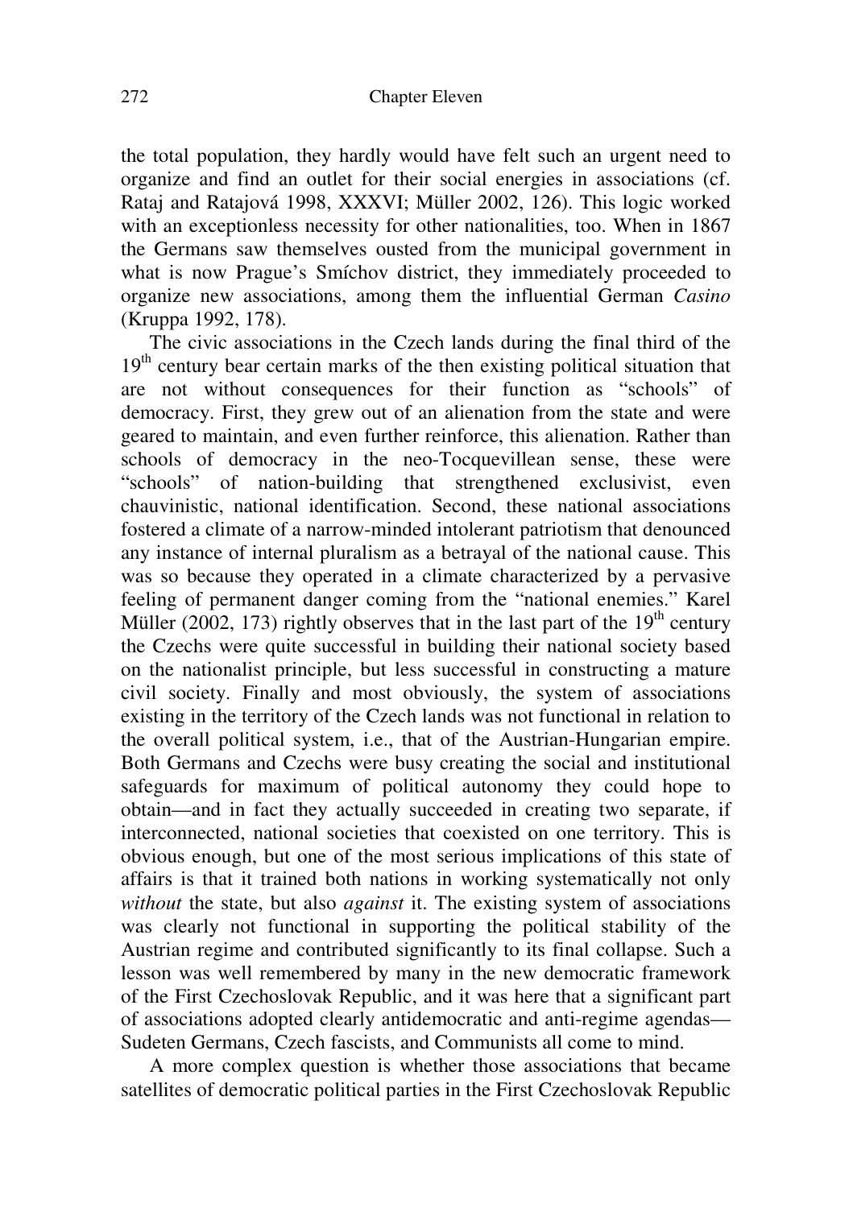the total population, they hardly would have felt such an urgent need to organize and find an outlet for their social energies in associations (cf. Rataj and Ratajová 1998, XXXVI; Müller 2002, 126). This logic worked with an exceptionless necessity for other nationalities, too. When in 1867 the Germans saw themselves ousted from the municipal government in what is now Prague's Smíchov district, they immediately proceeded to organize new associations, among them the influential German *Casino* (Kruppa 1992, 178).

The civic associations in the Czech lands during the final third of the 19th century bear certain marks of the then existing political situation that are not without consequences for their function as "schools" of democracy. First, they grew out of an alienation from the state and were geared to maintain, and even further reinforce, this alienation. Rather than schools of democracy in the neo-Tocquevillean sense, these were "schools" of nation-building that strengthened exclusivist, even chauvinistic, national identification. Second, these national associations fostered a climate of a narrow-minded intolerant patriotism that denounced any instance of internal pluralism as a betrayal of the national cause. This was so because they operated in a climate characterized by a pervasive feeling of permanent danger coming from the "national enemies." Karel Müller (2002, 173) rightly observes that in the last part of the 19th century the Czechs were quite successful in building their national society based on the nationalist principle, but less successful in constructing a mature civil society. Finally and most obviously, the system of associations existing in the territory of the Czech lands was not functional in relation to the overall political system, i.e., that of the Austrian-Hungarian empire. Both Germans and Czechs were busy creating the social and institutional safeguards for maximum of political autonomy they could hope to obtain—and in fact they actually succeeded in creating two separate, if interconnected, national societies that coexisted on one territory. This is obvious enough, but one of the most serious implications of this state of affairs is that it trained both nations in working systematically not only *without* the state, but also *against* it. The existing system of associations was clearly not functional in supporting the political stability of the Austrian regime and contributed significantly to its final collapse. Such a lesson was well remembered by many in the new democratic framework of the First Czechoslovak Republic, and it was here that a significant part of associations adopted clearly antidemocratic and anti-regime agendas—Sudeten Germans, Czech fascists, and Communists all come to mind.

A more complex question is whether those associations that became satellites of democratic political parties in the First Czechoslovak Republic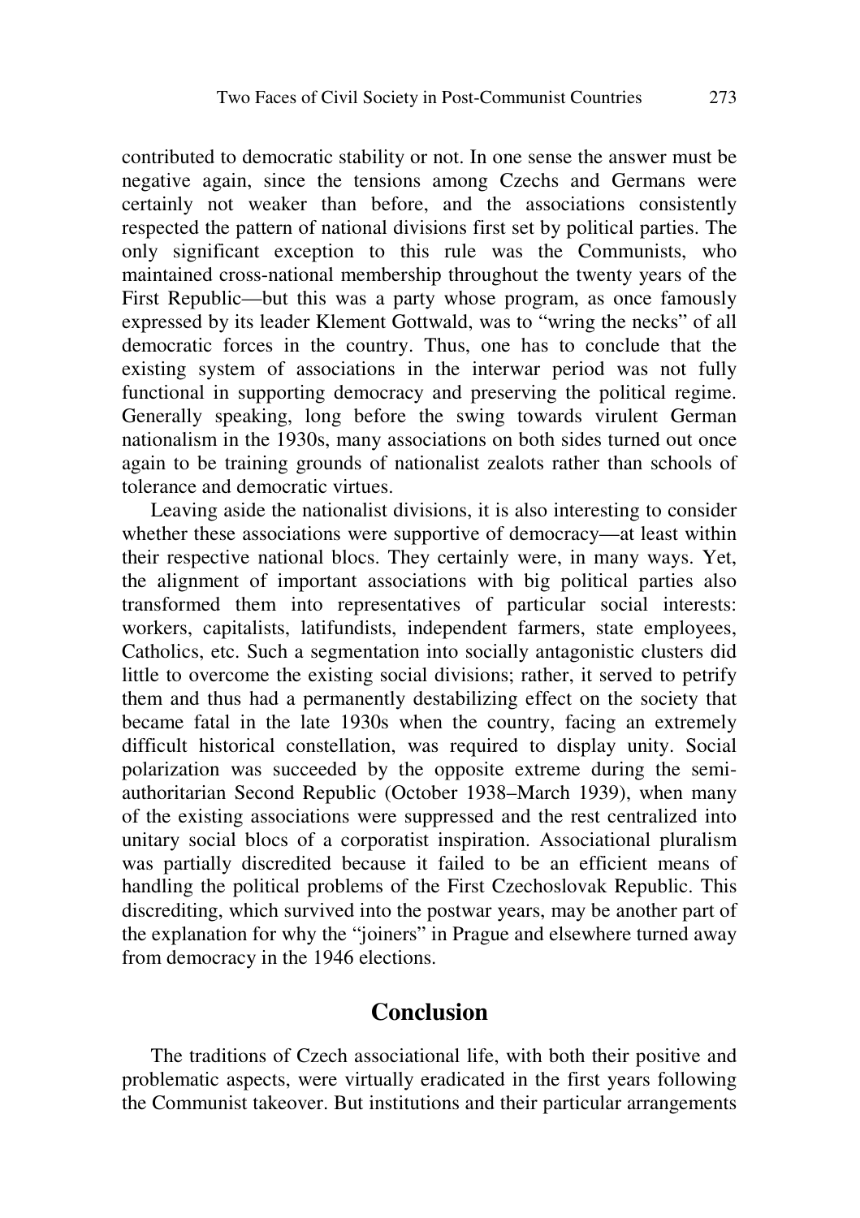contributed to democratic stability or not. In one sense the answer must be negative again, since the tensions among Czechs and Germans were certainly not weaker than before, and the associations consistently respected the pattern of national divisions first set by political parties. The only significant exception to this rule was the Communists, who maintained cross-national membership throughout the twenty years of the First Republic—but this was a party whose program, as once famously expressed by its leader Klement Gottwald, was to "wring the necks" of all democratic forces in the country. Thus, one has to conclude that the existing system of associations in the interwar period was not fully functional in supporting democracy and preserving the political regime. Generally speaking, long before the swing towards virulent German nationalism in the 1930s, many associations on both sides turned out once again to be training grounds of nationalist zealots rather than schools of tolerance and democratic virtues.

Leaving aside the nationalist divisions, it is also interesting to consider whether these associations were supportive of democracy—at least within their respective national blocs. They certainly were, in many ways. Yet, the alignment of important associations with big political parties also transformed them into representatives of particular social interests: workers, capitalists, latifundists, independent farmers, state employees, Catholics, etc. Such a segmentation into socially antagonistic clusters did little to overcome the existing social divisions; rather, it served to petrify them and thus had a permanently destabilizing effect on the society that became fatal in the late 1930s when the country, facing an extremely difficult historical constellation, was required to display unity. Social polarization was succeeded by the opposite extreme during the semi-authoritarian Second Republic (October 1938–March 1939), when many of the existing associations were suppressed and the rest centralized into unitary social blocs of a corporatist inspiration. Associational pluralism was partially discredited because it failed to be an efficient means of handling the political problems of the First Czechoslovak Republic. This discrediting, which survived into the postwar years, may be another part of the explanation for why the "joiners" in Prague and elsewhere turned away from democracy in the 1946 elections.

## Conclusion

The traditions of Czech associational life, with both their positive and problematic aspects, were virtually eradicated in the first years following the Communist takeover. But institutions and their particular arrangements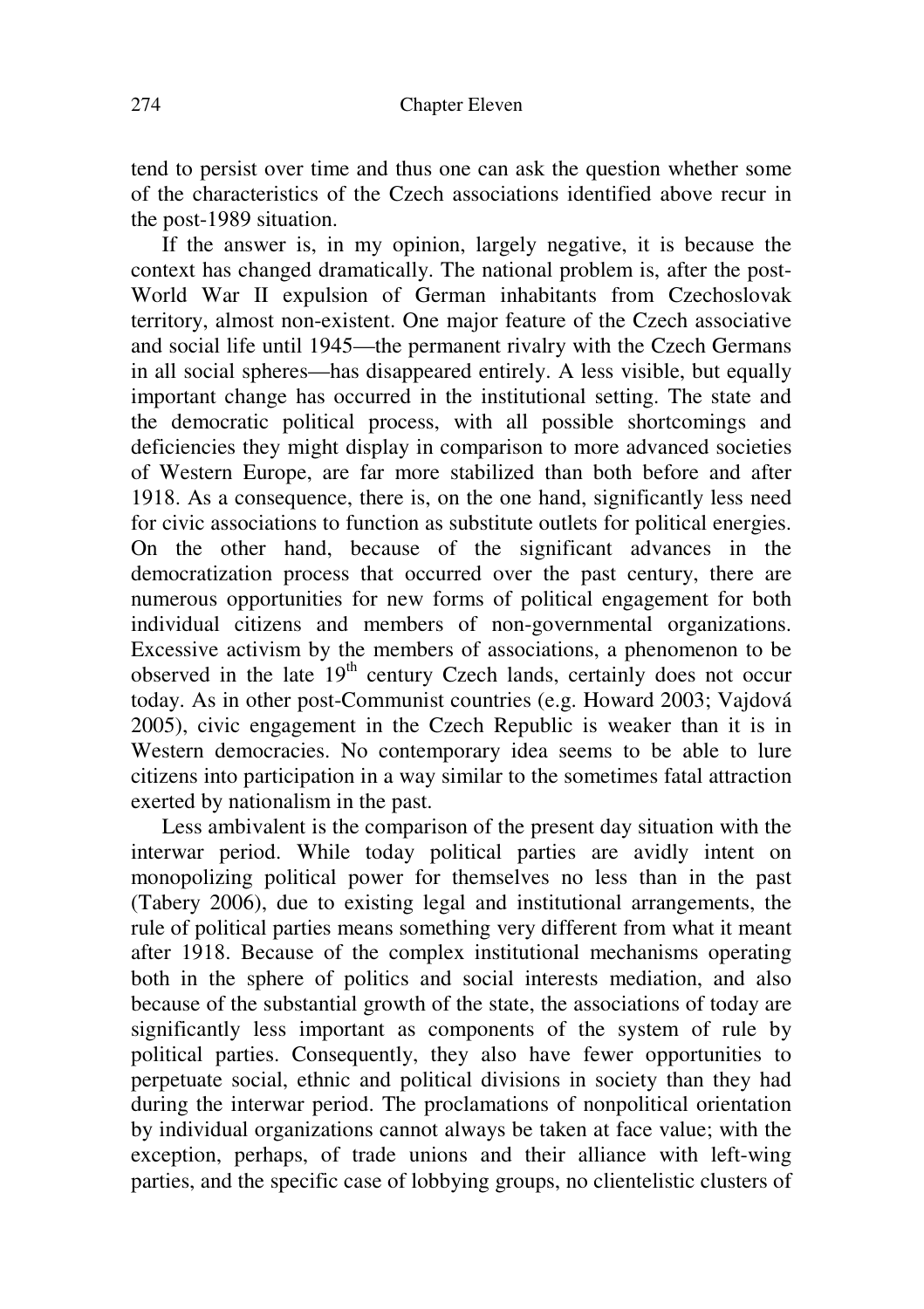tend to persist over time and thus one can ask the question whether some of the characteristics of the Czech associations identified above recur in the post-1989 situation.

If the answer is, in my opinion, largely negative, it is because the context has changed dramatically. The national problem is, after the post-World War II expulsion of German inhabitants from Czechoslovak territory, almost non-existent. One major feature of the Czech associative and social life until 1945—the permanent rivalry with the Czech Germans in all social spheres—has disappeared entirely. A less visible, but equally important change has occurred in the institutional setting. The state and the democratic political process, with all possible shortcomings and deficiencies they might display in comparison to more advanced societies of Western Europe, are far more stabilized than both before and after 1918. As a consequence, there is, on the one hand, significantly less need for civic associations to function as substitute outlets for political energies. On the other hand, because of the significant advances in the democratization process that occurred over the past century, there are numerous opportunities for new forms of political engagement for both individual citizens and members of non-governmental organizations. Excessive activism by the members of associations, a phenomenon to be observed in the late 19th century Czech lands, certainly does not occur today. As in other post-Communist countries (e.g. Howard 2003; Vajdová 2005), civic engagement in the Czech Republic is weaker than it is in Western democracies. No contemporary idea seems to be able to lure citizens into participation in a way similar to the sometimes fatal attraction exerted by nationalism in the past.

Less ambivalent is the comparison of the present day situation with the interwar period. While today political parties are avidly intent on monopolizing political power for themselves no less than in the past (Tabery 2006), due to existing legal and institutional arrangements, the rule of political parties means something very different from what it meant after 1918. Because of the complex institutional mechanisms operating both in the sphere of politics and social interests mediation, and also because of the substantial growth of the state, the associations of today are significantly less important as components of the system of rule by political parties. Consequently, they also have fewer opportunities to perpetuate social, ethnic and political divisions in society than they had during the interwar period. The proclamations of nonpolitical orientation by individual organizations cannot always be taken at face value; with the exception, perhaps, of trade unions and their alliance with left-wing parties, and the specific case of lobbying groups, no clientelistic clusters of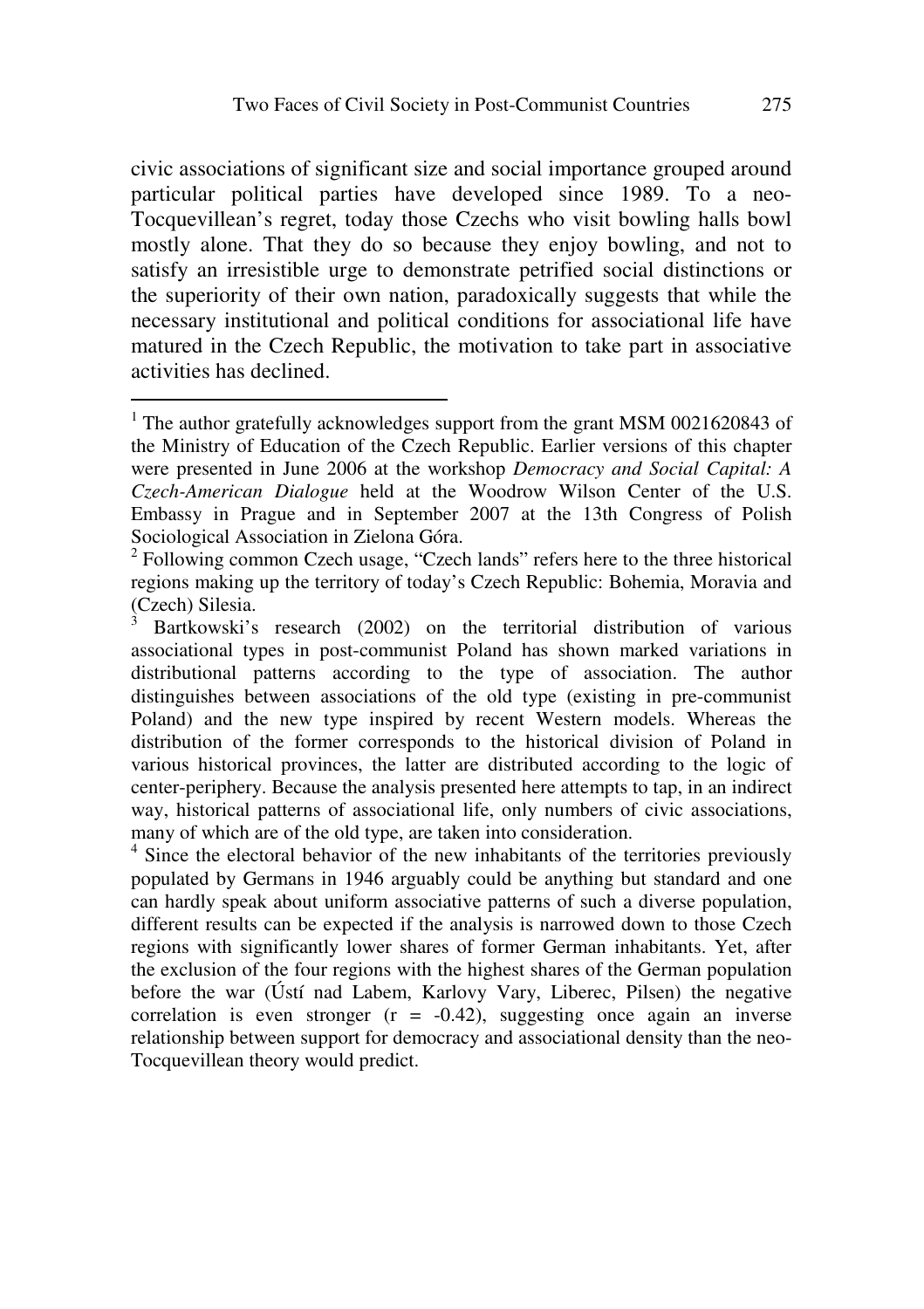civic associations of significant size and social importance grouped around particular political parties have developed since 1989. To a neo-Tocquevillean's regret, today those Czechs who visit bowling halls bowl mostly alone. That they do so because they enjoy bowling, and not to satisfy an irresistible urge to demonstrate petrified social distinctions or the superiority of their own nation, paradoxically suggests that while the necessary institutional and political conditions for associational life have matured in the Czech Republic, the motivation to take part in associative activities has declined.

---

[1] The author gratefully acknowledges support from the grant MSM 0021620843 of the Ministry of Education of the Czech Republic. Earlier versions of this chapter were presented in June 2006 at the workshop *Democracy and Social Capital: A Czech-American Dialogue* held at the Woodrow Wilson Center of the U.S. Embassy in Prague and in September 2007 at the 13th Congress of Polish Sociological Association in Zielona Góra.

[2] Following common Czech usage, "Czech lands" refers here to the three historical regions making up the territory of today's Czech Republic: Bohemia, Moravia and (Czech) Silesia.

[3] Bartkowski's research (2002) on the territorial distribution of various associational types in post-communist Poland has shown marked variations in distributional patterns according to the type of association. The author distinguishes between associations of the old type (existing in pre-communist Poland) and the new type inspired by recent Western models. Whereas the distribution of the former corresponds to the historical division of Poland in various historical provinces, the latter are distributed according to the logic of center-periphery. Because the analysis presented here attempts to tap, in an indirect way, historical patterns of associational life, only numbers of civic associations, many of which are of the old type, are taken into consideration.

[4] Since the electoral behavior of the new inhabitants of the territories previously populated by Germans in 1946 arguably could be anything but standard and one can hardly speak about uniform associative patterns of such a diverse population, different results can be expected if the analysis is narrowed down to those Czech regions with significantly lower shares of former German inhabitants. Yet, after the exclusion of the four regions with the highest shares of the German population before the war (Ústí nad Labem, Karlovy Vary, Liberec, Pilsen) the negative correlation is even stronger ($r = -0.42$), suggesting once again an inverse relationship between support for democracy and associational density than the neo-Tocquevillean theory would predict.